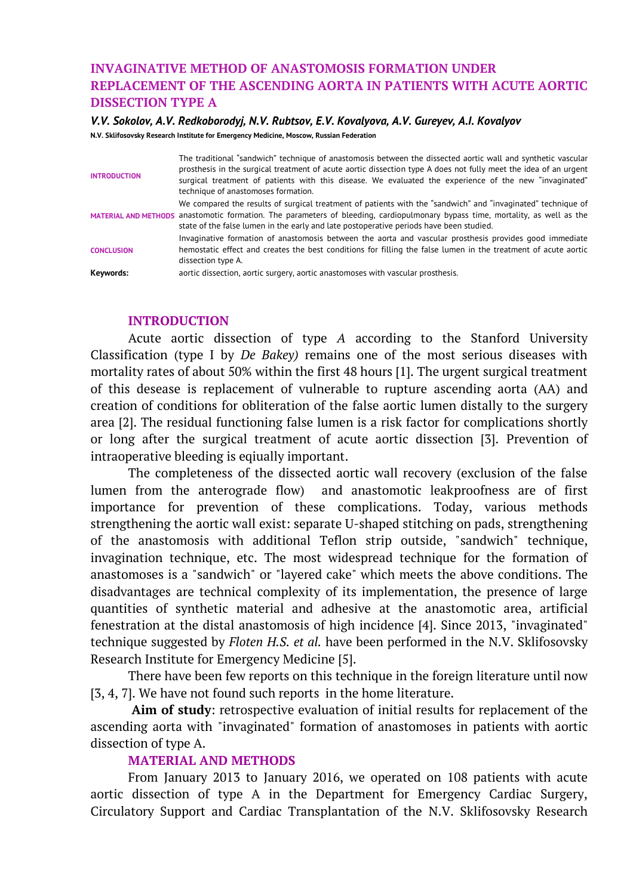# INVAGINATIVE METHOD OF ANASTOMOSIS FORMATION UNDER REPLACEMENT OF THE ASCENDING AORTA IN PATIENTS WITH ACUTE AORTIC DISSECTION TYPE A

***V.V. Sokolov, A.V. Redkoborodyj, N.V. Rubtsov, E.V. Kovalyova, A.V. Gureyev, A.I. Kovalyov***

**N.V. Sklifosovsky Research Institute for Emergency Medicine, Moscow, Russian Federation**

| | |
|---|---|
| **INTRODUCTION** | The traditional "sandwich" technique of anastomosis between the dissected aortic wall and synthetic vascular prosthesis in the surgical treatment of acute aortic dissection type A does not fully meet the idea of an urgent surgical treatment of patients with this disease. We evaluated the experience of the new "invaginated" technique of anastomoses formation. |
| **MATERIAL AND METHODS** | We compared the results of surgical treatment of patients with the "sandwich" and "invaginated" technique of anastomotic formation. The parameters of bleeding, cardiopulmonary bypass time, mortality, as well as the state of the false lumen in the early and late postoperative periods have been studied. |
| **CONCLUSION** | Invaginative formation of anastomosis between the aorta and vascular prosthesis provides good immediate hemostatic effect and creates the best conditions for filling the false lumen in the treatment of acute aortic dissection type A. |
| **Keywords:** | aortic dissection, aortic surgery, aortic anastomoses with vascular prosthesis. |

## INTRODUCTION

Acute aortic dissection of type *A* according to the Stanford University Classification (type I by *De Bakey)* remains one of the most serious diseases with mortality rates of about 50% within the first 48 hours [1]. The urgent surgical treatment of this desease is replacement of vulnerable to rupture ascending aorta (AA) and creation of conditions for obliteration of the false aortic lumen distally to the surgery area [2]. The residual functioning false lumen is a risk factor for complications shortly or long after the surgical treatment of acute aortic dissection [3]. Prevention of intraoperative bleeding is eqiually important.

The completeness of the dissected aortic wall recovery (exclusion of the false lumen from the anterograde flow) and anastomotic leakproofness are of first importance for prevention of these complications. Today, various methods strengthening the aortic wall exist: separate U-shaped stitching on pads, strengthening of the anastomosis with additional Teflon strip outside, "sandwich" technique, invagination technique, etc. The most widespread technique for the formation of anastomoses is a "sandwich" or "layered cake" which meets the above conditions. The disadvantages are technical complexity of its implementation, the presence of large quantities of synthetic material and adhesive at the anastomotic area, artificial fenestration at the distal anastomosis of high incidence [4]. Since 2013, "invaginated" technique suggested by *Floten H.S. et al.* have been performed in the N.V. Sklifosovsky Research Institute for Emergency Medicine [5].

There have been few reports on this technique in the foreign literature until now [3, 4, 7]. We have not found such reports in the home literature.

**Aim of study**: retrospective evaluation of initial results for replacement of the ascending aorta with "invaginated" formation of anastomoses in patients with aortic dissection of type A.

## MATERIAL AND METHODS

From January 2013 to January 2016, we operated on 108 patients with acute aortic dissection of type A in the Department for Emergency Cardiac Surgery, Circulatory Support and Cardiac Transplantation of the N.V. Sklifosovsky Research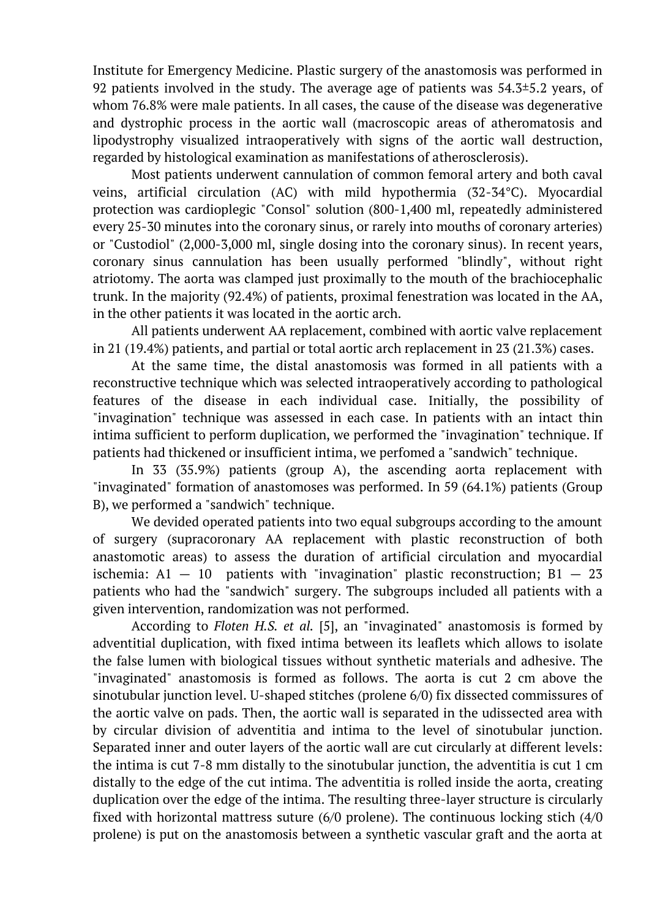Institute for Emergency Medicine. Plastic surgery of the anastomosis was performed in 92 patients involved in the study. The average age of patients was 54.3±5.2 years, of whom 76.8% were male patients. In all cases, the cause of the disease was degenerative and dystrophic process in the aortic wall (macroscopic areas of atheromatosis and lipodystrophy visualized intraoperatively with signs of the aortic wall destruction, regarded by histological examination as manifestations of atherosclerosis).

Most patients underwent cannulation of common femoral artery and both caval veins, artificial circulation (AC) with mild hypothermia (32-34°C). Myocardial protection was cardioplegic "Consol" solution (800-1,400 ml, repeatedly administered every 25-30 minutes into the coronary sinus, or rarely into mouths of coronary arteries) or "Custodiol" (2,000-3,000 ml, single dosing into the coronary sinus). In recent years, coronary sinus cannulation has been usually performed "blindly", without right atriotomy. The aorta was clamped just proximally to the mouth of the brachiocephalic trunk. In the majority (92.4%) of patients, proximal fenestration was located in the AA, in the other patients it was located in the aortic arch.

All patients underwent AA replacement, combined with aortic valve replacement in 21 (19.4%) patients, and partial or total aortic arch replacement in 23 (21.3%) cases.

At the same time, the distal anastomosis was formed in all patients with a reconstructive technique which was selected intraoperatively according to pathological features of the disease in each individual case. Initially, the possibility of "invagination" technique was assessed in each case. In patients with an intact thin intima sufficient to perform duplication, we performed the "invagination" technique. If patients had thickened or insufficient intima, we perfomed a "sandwich" technique.

In 33 (35.9%) patients (group A), the ascending aorta replacement with "invaginated" formation of anastomoses was performed. In 59 (64.1%) patients (Group B), we performed a "sandwich" technique.

We devided operated patients into two equal subgroups according to the amount of surgery (supracoronary AA replacement with plastic reconstruction of both anastomotic areas) to assess the duration of artificial circulation and myocardial ischemia: A1 — 10 patients with "invagination" plastic reconstruction; B1 — 23 patients who had the "sandwich" surgery. The subgroups included all patients with a given intervention, randomization was not performed.

According to *Floten H.S. et al.* [5], an "invaginated" anastomosis is formed by adventitial duplication, with fixed intima between its leaflets which allows to isolate the false lumen with biological tissues without synthetic materials and adhesive. The "invaginated" anastomosis is formed as follows. The aorta is cut 2 cm above the sinotubular junction level. U-shaped stitches (prolene 6/0) fix dissected commissures of the aortic valve on pads. Then, the aortic wall is separated in the udissected area with by circular division of adventitia and intima to the level of sinotubular junction. Separated inner and outer layers of the aortic wall are cut circularly at different levels: the intima is cut 7-8 mm distally to the sinotubular junction, the adventitia is cut 1 cm distally to the edge of the cut intima. The adventitia is rolled inside the aorta, creating duplication over the edge of the intima. The resulting three-layer structure is circularly fixed with horizontal mattress suture (6/0 prolene). The continuous locking stich (4/0 prolene) is put on the anastomosis between a synthetic vascular graft and the aorta at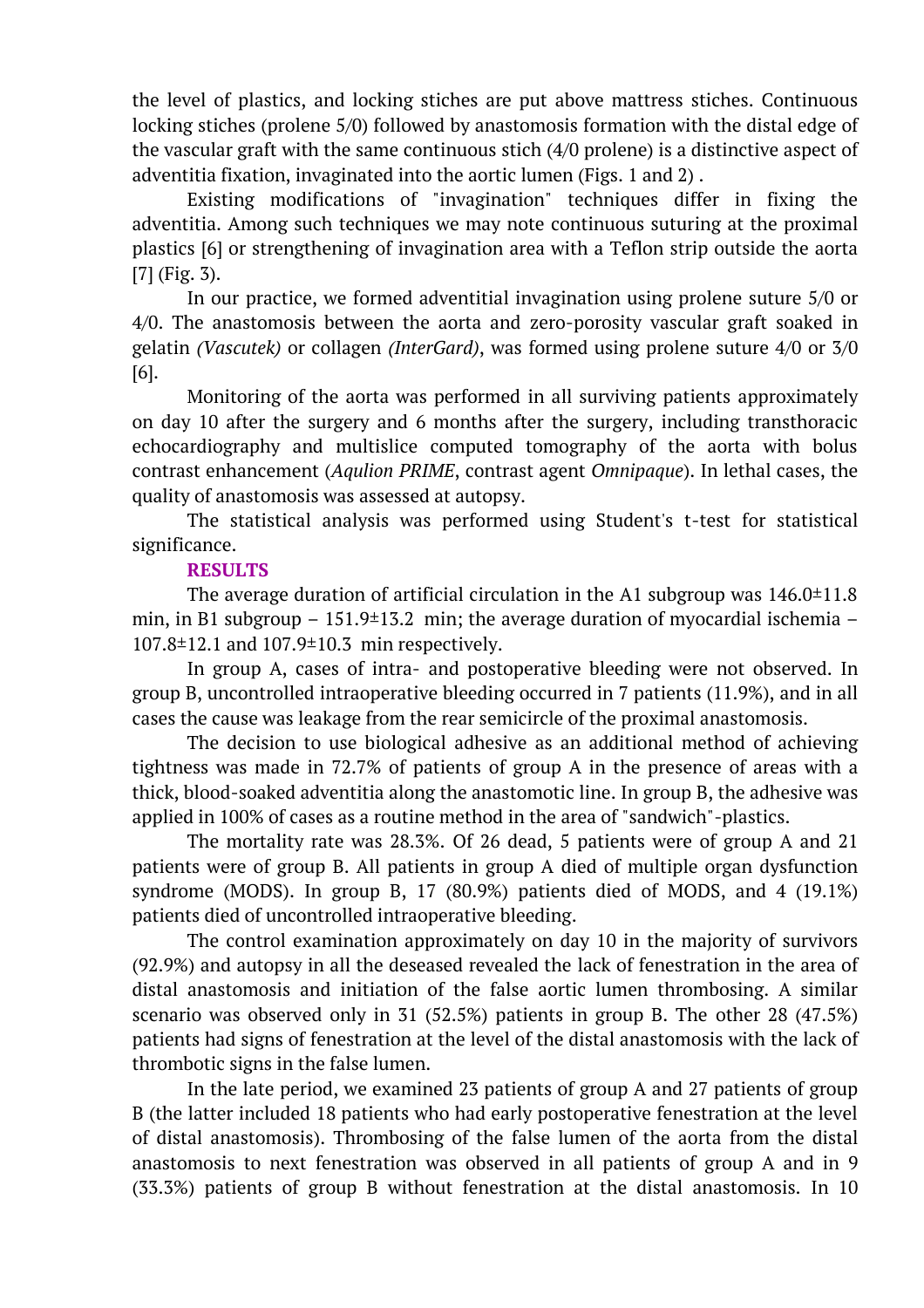the level of plastics, and locking stiches are put above mattress stiches. Continuous locking stiches (prolene 5/0) followed by anastomosis formation with the distal edge of the vascular graft with the same continuous stich (4/0 prolene) is a distinctive aspect of adventitia fixation, invaginated into the aortic lumen (Figs. 1 and 2) .

Existing modifications of "invagination" techniques differ in fixing the adventitia. Among such techniques we may note continuous suturing at the proximal plastics [6] or strengthening of invagination area with a Teflon strip outside the aorta [7] (Fig. 3).

In our practice, we formed adventitial invagination using prolene suture 5/0 or 4/0. The anastomosis between the aorta and zero-porosity vascular graft soaked in gelatin *(Vascutek)* or collagen *(InterGard)*, was formed using prolene suture 4/0 or 3/0 [6].

Monitoring of the aorta was performed in all surviving patients approximately on day 10 after the surgery and 6 months after the surgery, including transthoracic echocardiography and multislice computed tomography of the aorta with bolus contrast enhancement (*Aqulion PRIME*, contrast agent *Omnipaque*). In lethal cases, the quality of anastomosis was assessed at autopsy.

The statistical analysis was performed using Student's t-test for statistical significance.

## RESULTS

The average duration of artificial circulation in the A1 subgroup was 146.0±11.8 min, in B1 subgroup – 151.9±13.2 min; the average duration of myocardial ischemia – 107.8±12.1 and 107.9±10.3 min respectively.

In group A, cases of intra- and postoperative bleeding were not observed. In group B, uncontrolled intraoperative bleeding occurred in 7 patients (11.9%), and in all cases the cause was leakage from the rear semicircle of the proximal anastomosis.

The decision to use biological adhesive as an additional method of achieving tightness was made in 72.7% of patients of group A in the presence of areas with a thick, blood-soaked adventitia along the anastomotic line. In group B, the adhesive was applied in 100% of cases as a routine method in the area of "sandwich"-plastics.

The mortality rate was 28.3%. Of 26 dead, 5 patients were of group A and 21 patients were of group B. All patients in group A died of multiple organ dysfunction syndrome (MODS). In group B, 17 (80.9%) patients died of MODS, and 4 (19.1%) patients died of uncontrolled intraoperative bleeding.

The control examination approximately on day 10 in the majority of survivors (92.9%) and autopsy in all the deseased revealed the lack of fenestration in the area of distal anastomosis and initiation of the false aortic lumen thrombosing. A similar scenario was observed only in 31 (52.5%) patients in group B. The other 28 (47.5%) patients had signs of fenestration at the level of the distal anastomosis with the lack of thrombotic signs in the false lumen.

In the late period, we examined 23 patients of group A and 27 patients of group B (the latter included 18 patients who had early postoperative fenestration at the level of distal anastomosis). Thrombosing of the false lumen of the aorta from the distal anastomosis to next fenestration was observed in all patients of group A and in 9 (33.3%) patients of group B without fenestration at the distal anastomosis. In 10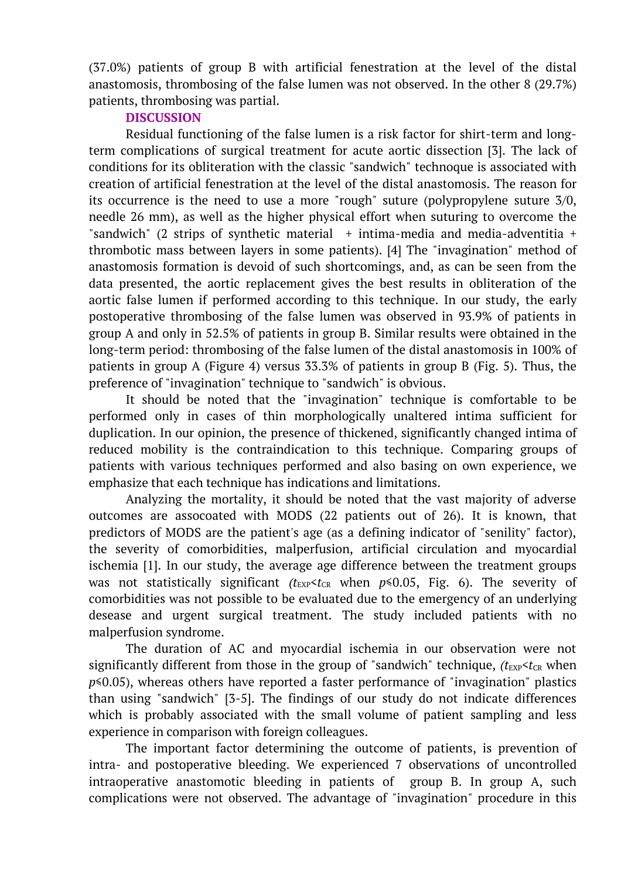(37.0%) patients of group B with artificial fenestration at the level of the distal anastomosis, thrombosing of the false lumen was not observed. In the other 8 (29.7%) patients, thrombosing was partial.

## DISCUSSION

Residual functioning of the false lumen is a risk factor for shirt-term and long-term complications of surgical treatment for acute aortic dissection [3]. The lack of conditions for its obliteration with the classic "sandwich" technoque is associated with creation of artificial fenestration at the level of the distal anastomosis. The reason for its occurrence is the need to use a more "rough" suture (polypropylene suture 3/0, needle 26 mm), as well as the higher physical effort when suturing to overcome the "sandwich" (2 strips of synthetic material + intima-media and media-adventitia + thrombotic mass between layers in some patients). [4] The "invagination" method of anastomosis formation is devoid of such shortcomings, and, as can be seen from the data presented, the aortic replacement gives the best results in obliteration of the aortic false lumen if performed according to this technique. In our study, the early postoperative thrombosing of the false lumen was observed in 93.9% of patients in group A and only in 52.5% of patients in group B. Similar results were obtained in the long-term period: thrombosing of the false lumen of the distal anastomosis in 100% of patients in group A (Figure 4) versus 33.3% of patients in group B (Fig. 5). Thus, the preference of "invagination" technique to "sandwich" is obvious.

It should be noted that the "invagination" technique is comfortable to be performed only in cases of thin morphologically unaltered intima sufficient for duplication. In our opinion, the presence of thickened, significantly changed intima of reduced mobility is the contraindication to this technique. Comparing groups of patients with various techniques performed and also basing on own experience, we emphasize that each technique has indications and limitations.

Analyzing the mortality, it should be noted that the vast majority of adverse outcomes are assocoated with MODS (22 patients out of 26). It is known, that predictors of MODS are the patient's age (as a defining indicator of "senility" factor), the severity of comorbidities, malperfusion, artificial circulation and myocardial ischemia [1]. In our study, the average age difference between the treatment groups was not statistically significant ($t_{EXP}<t_{CR}$ when $p \leqslant 0.05$, Fig. 6). The severity of comorbidities was not possible to be evaluated due to the emergency of an underlying desease and urgent surgical treatment. The study included patients with no malperfusion syndrome.

The duration of AC and myocardial ischemia in our observation were not significantly different from those in the group of "sandwich" technique, ($t_{EXP}<t_{CR}$ when $p \leqslant 0.05$), whereas others have reported a faster performance of "invagination" plastics than using "sandwich" [3-5]. The findings of our study do not indicate differences which is probably associated with the small volume of patient sampling and less experience in comparison with foreign colleagues.

The important factor determining the outcome of patients, is prevention of intra- and postoperative bleeding. We experienced 7 observations of uncontrolled intraoperative anastomotic bleeding in patients of group B. In group A, such complications were not observed. The advantage of "invagination" procedure in this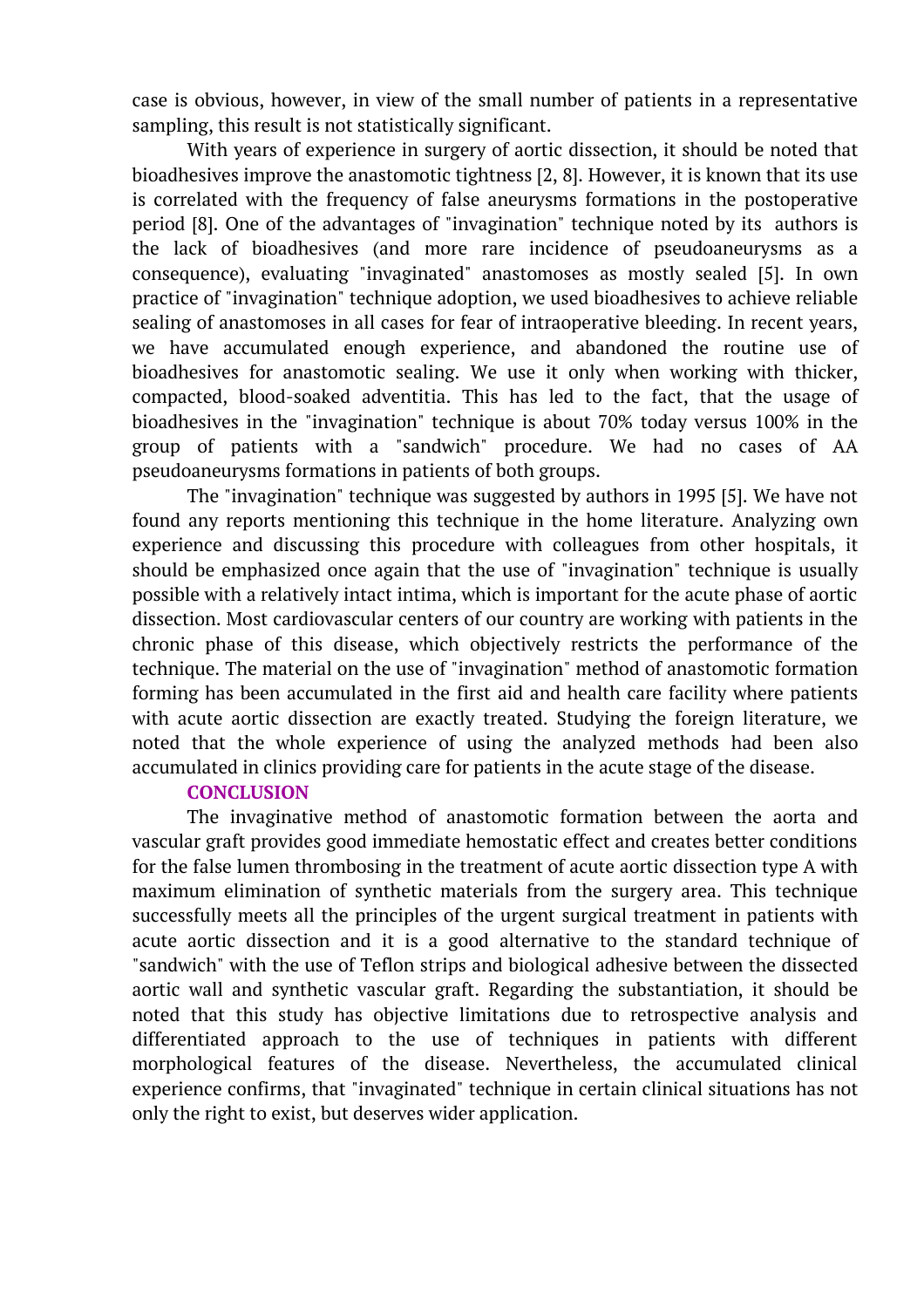case is obvious, however, in view of the small number of patients in a representative sampling, this result is not statistically significant.

With years of experience in surgery of aortic dissection, it should be noted that bioadhesives improve the anastomotic tightness [2, 8]. However, it is known that its use is correlated with the frequency of false aneurysms formations in the postoperative period [8]. One of the advantages of "invagination" technique noted by its authors is the lack of bioadhesives (and more rare incidence of pseudoaneurysms as a consequence), evaluating "invaginated" anastomoses as mostly sealed [5]. In own practice of "invagination" technique adoption, we used bioadhesives to achieve reliable sealing of anastomoses in all cases for fear of intraoperative bleeding. In recent years, we have accumulated enough experience, and abandoned the routine use of bioadhesives for anastomotic sealing. We use it only when working with thicker, compacted, blood-soaked adventitia. This has led to the fact, that the usage of bioadhesives in the "invagination" technique is about 70% today versus 100% in the group of patients with a "sandwich" procedure. We had no cases of AA pseudoaneurysms formations in patients of both groups.

The "invagination" technique was suggested by authors in 1995 [5]. We have not found any reports mentioning this technique in the home literature. Analyzing own experience and discussing this procedure with colleagues from other hospitals, it should be emphasized once again that the use of "invagination" technique is usually possible with a relatively intact intima, which is important for the acute phase of aortic dissection. Most cardiovascular centers of our country are working with patients in the chronic phase of this disease, which objectively restricts the performance of the technique. The material on the use of "invagination" method of anastomotic formation forming has been accumulated in the first aid and health care facility where patients with acute aortic dissection are exactly treated. Studying the foreign literature, we noted that the whole experience of using the analyzed methods had been also accumulated in clinics providing care for patients in the acute stage of the disease.

## CONCLUSION

The invaginative method of anastomotic formation between the aorta and vascular graft provides good immediate hemostatic effect and creates better conditions for the false lumen thrombosing in the treatment of acute aortic dissection type A with maximum elimination of synthetic materials from the surgery area. This technique successfully meets all the principles of the urgent surgical treatment in patients with acute aortic dissection and it is a good alternative to the standard technique of "sandwich" with the use of Teflon strips and biological adhesive between the dissected aortic wall and synthetic vascular graft. Regarding the substantiation, it should be noted that this study has objective limitations due to retrospective analysis and differentiated approach to the use of techniques in patients with different morphological features of the disease. Nevertheless, the accumulated clinical experience confirms, that "invaginated" technique in certain clinical situations has not only the right to exist, but deserves wider application.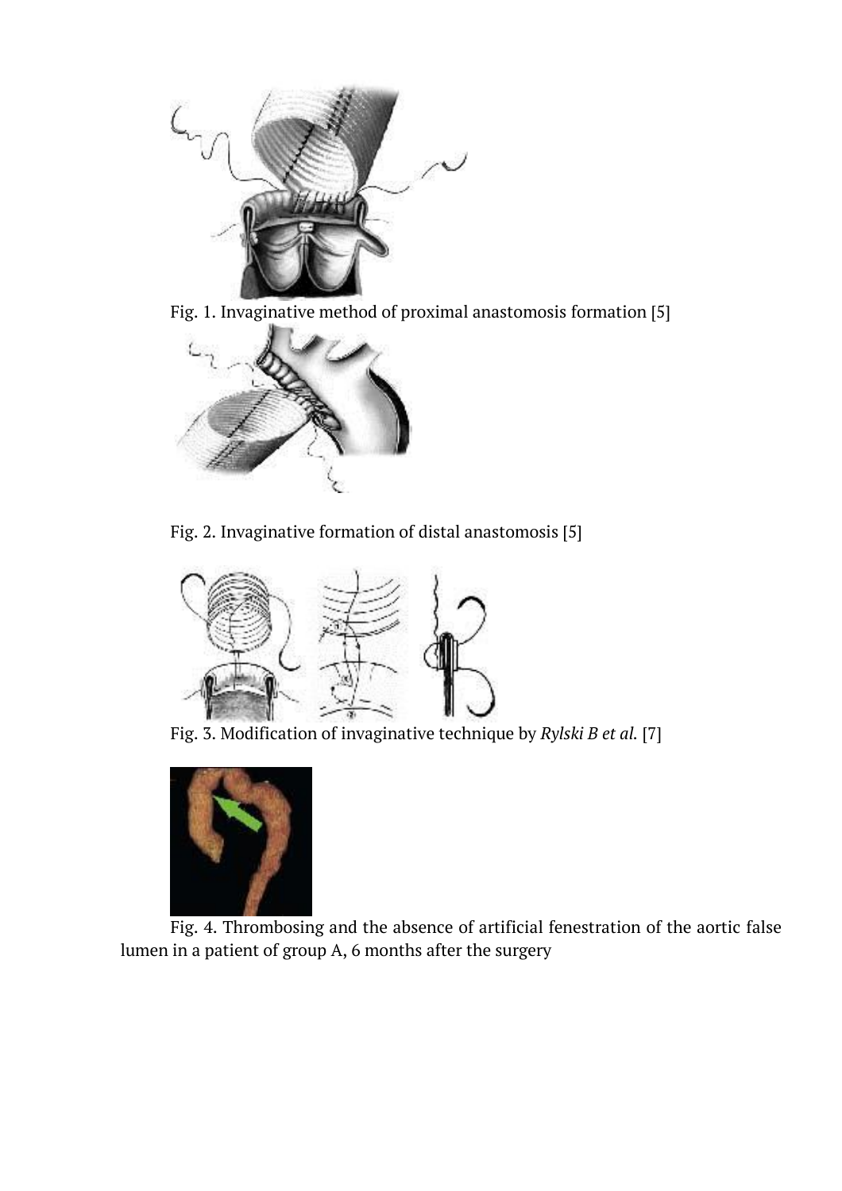Fig. 1. Invaginative method of proximal anastomosis formation [5]

Fig. 2. Invaginative formation of distal anastomosis [5]

Fig. 3. Modification of invaginative technique by *Rylski B et al.* [7]

Fig. 4. Thrombosing and the absence of artificial fenestration of the aortic false lumen in a patient of group A, 6 months after the surgery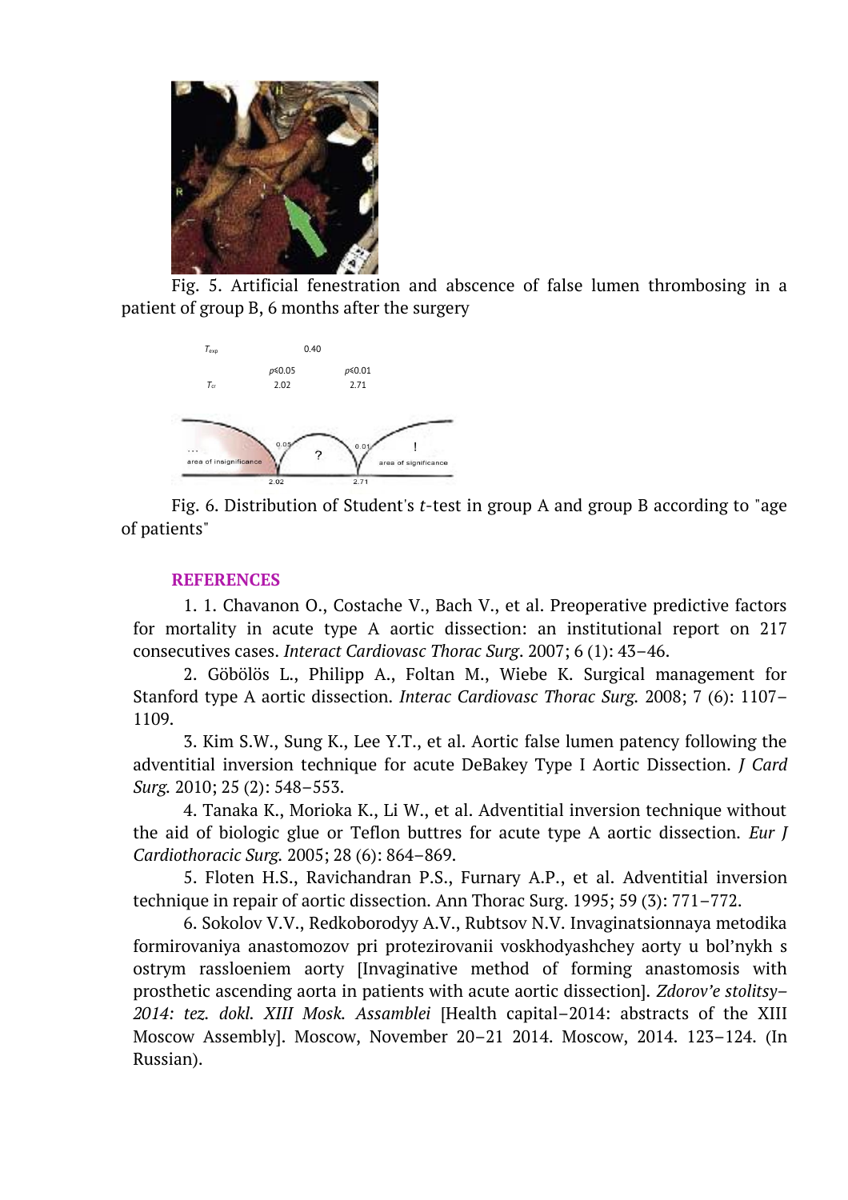Fig. 5. Artificial fenestration and abscence of false lumen thrombosing in a patient of group B, 6 months after the surgery

Fig. 6. Distribution of Student's *t*-test in group A and group B according to "age of patients"

## REFERENCES

1. 1. Chavanon O., Costache V., Bach V., et al. Preoperative predictive factors for mortality in acute type A aortic dissection: an institutional report on 217 consecutives cases. *Interact Cardiovasc Thorac Surg*. 2007; 6 (1): 43–46.

2. Göbölös L., Philipp A., Foltan M., Wiebe K. Surgical management for Stanford type A aortic dissection. *Interac Cardiovasc Thorac Surg.* 2008; 7 (6): 1107–1109.

3. Kim S.W., Sung K., Lee Y.T., et al. Aortic false lumen patency following the adventitial inversion technique for acute DeBakey Type I Aortic Dissection. *J Card Surg.* 2010; 25 (2): 548–553.

4. Tanaka K., Morioka K., Li W., et al. Adventitial inversion technique without the aid of biologic glue or Teflon buttres for acute type A aortic dissection. *Eur J Cardiothoracic Surg.* 2005; 28 (6): 864–869.

5. Floten H.S., Ravichandran P.S., Furnary A.P., et al. Adventitial inversion technique in repair of aortic dissection. Ann Thorac Surg. 1995; 59 (3): 771–772.

6. Sokolov V.V., Redkoborodyy A.V., Rubtsov N.V. Invaginatsionnaya metodika formirovaniya anastomozov pri protezirovanii voskhodyashchey aorty u bol'nykh s ostrym rassloeniem aorty [Invaginative method of forming anastomosis with prosthetic ascending aorta in patients with acute aortic dissection]. *Zdorov'e stolitsy–2014: tez. dokl. XIII Mosk. Assamblei* [Health capital–2014: abstracts of the XIII Moscow Assembly]. Moscow, November 20–21 2014. Moscow, 2014. 123–124. (In Russian).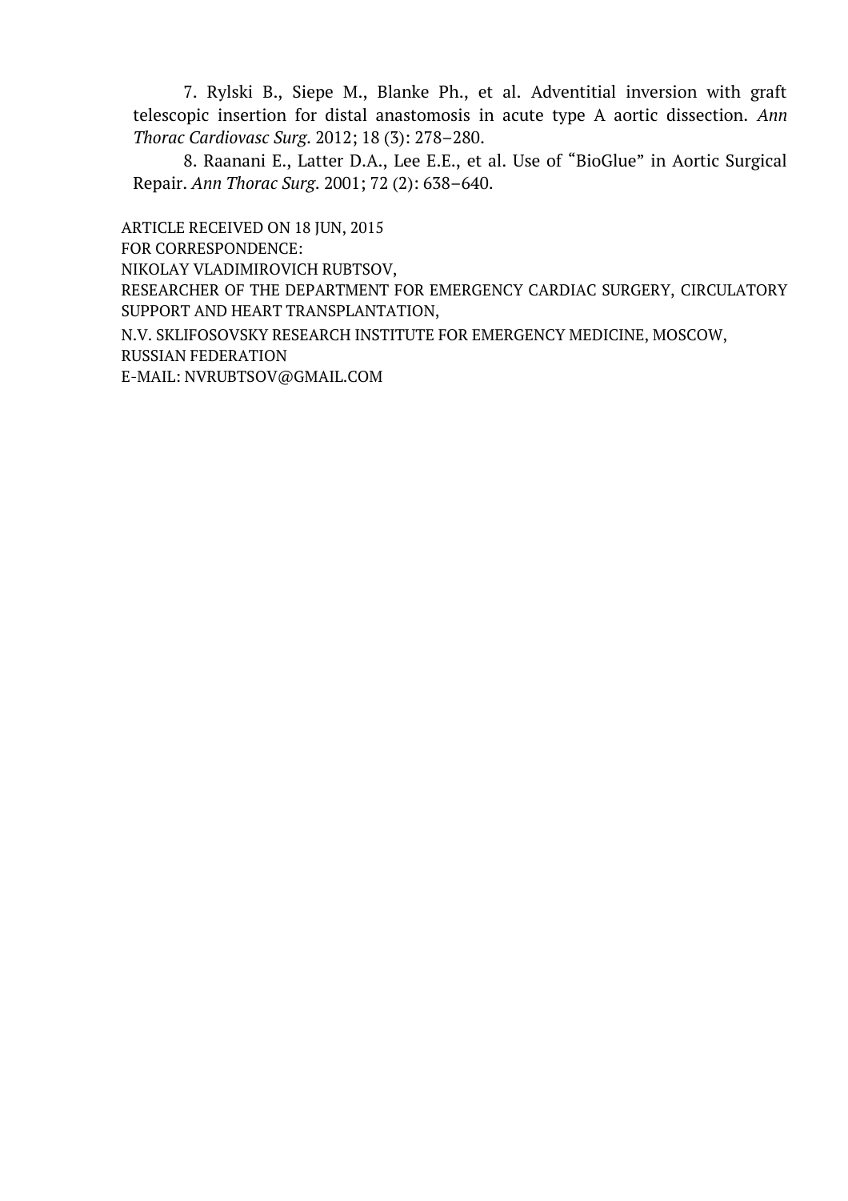7. Rylski B., Siepe M., Blanke Ph., et al. Adventitial inversion with graft telescopic insertion for distal anastomosis in acute type A aortic dissection. *Ann Thorac Cardiovasc Surg.* 2012; 18 (3): 278–280.

8. Raanani E., Latter D.A., Lee E.E., et al. Use of "BioGlue" in Aortic Surgical Repair. *Ann Thorac Surg.* 2001; 72 (2): 638–640.

ARTICLE RECEIVED ON 18 JUN, 2015

FOR CORRESPONDENCE:

NIKOLAY VLADIMIROVICH RUBTSOV,

RESEARCHER OF THE DEPARTMENT FOR EMERGENCY CARDIAC SURGERY, CIRCULATORY SUPPORT AND HEART TRANSPLANTATION,

N.V. SKLIFOSOVSKY RESEARCH INSTITUTE FOR EMERGENCY MEDICINE, MOSCOW, RUSSIAN FEDERATION

E-MAIL: NVRUBTSOV@GMAIL.COM